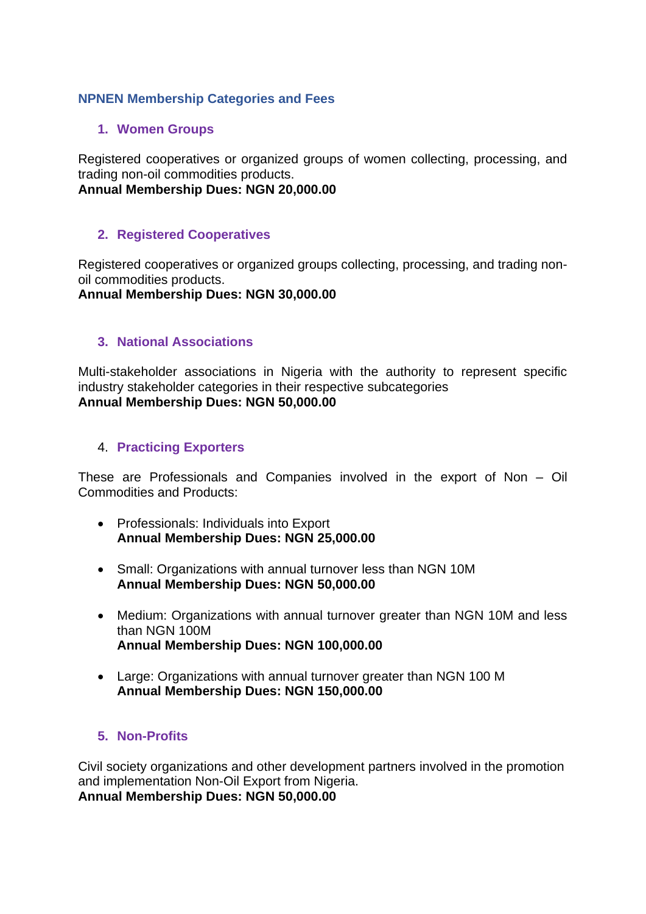## NPNEN Membership Categories and Fees

### 1. Women Groups

Registered cooperatives or organized groups of women collecting, processing, and trading non-oil commodities products.
**Annual Membership Dues: NGN 20,000.00**

### 2. Registered Cooperatives

Registered cooperatives or organized groups collecting, processing, and trading non-oil commodities products.
**Annual Membership Dues: NGN 30,000.00**

### 3. National Associations

Multi-stakeholder associations in Nigeria with the authority to represent specific industry stakeholder categories in their respective subcategories
**Annual Membership Dues: NGN 50,000.00**

### 4. Practicing Exporters

These are Professionals and Companies involved in the export of Non – Oil Commodities and Products:

- Professionals: Individuals into Export
  **Annual Membership Dues: NGN 25,000.00**

- Small: Organizations with annual turnover less than NGN 10M
  **Annual Membership Dues: NGN 50,000.00**

- Medium: Organizations with annual turnover greater than NGN 10M and less than NGN 100M
  **Annual Membership Dues: NGN 100,000.00**

- Large: Organizations with annual turnover greater than NGN 100 M
  **Annual Membership Dues: NGN 150,000.00**

### 5. Non-Profits

Civil society organizations and other development partners involved in the promotion and implementation Non-Oil Export from Nigeria.
**Annual Membership Dues: NGN 50,000.00**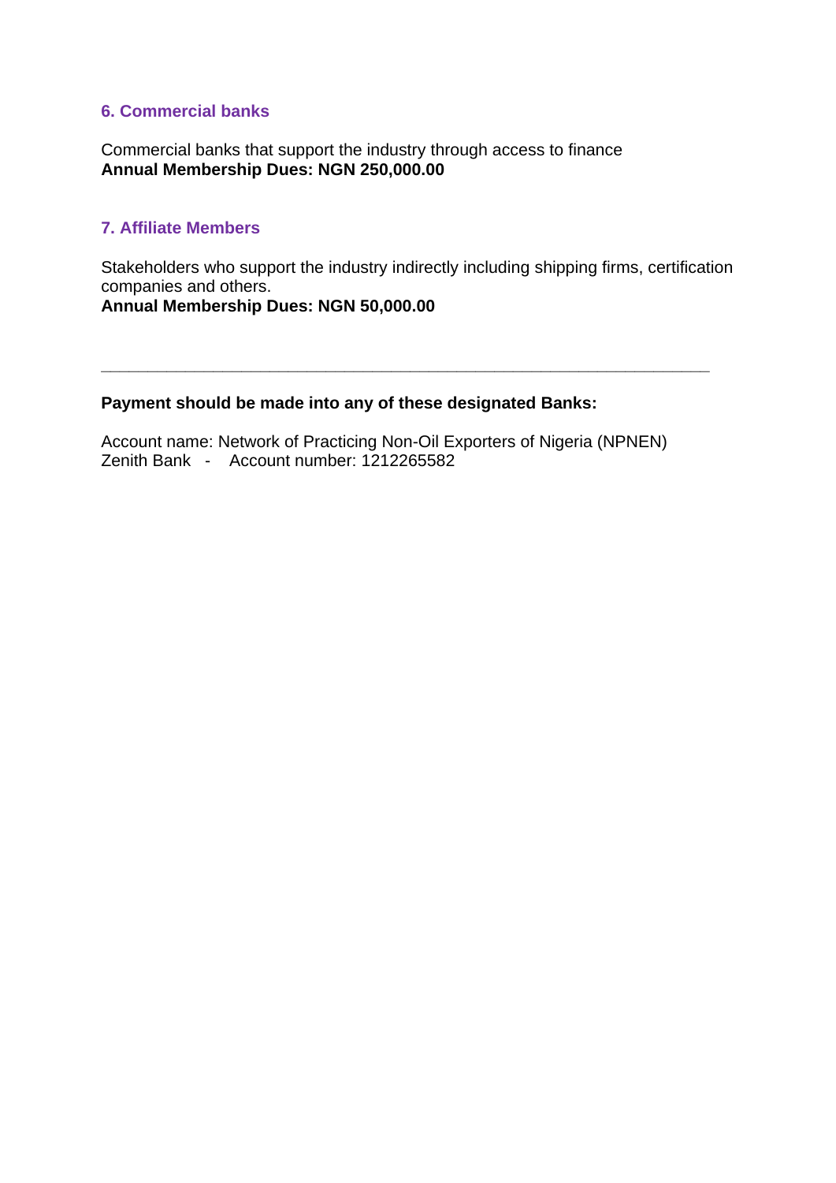### 6. Commercial banks

Commercial banks that support the industry through access to finance
**Annual Membership Dues: NGN 250,000.00**

### 7. Affiliate Members

Stakeholders who support the industry indirectly including shipping firms, certification companies and others.
**Annual Membership Dues: NGN 50,000.00**

---

**Payment should be made into any of these designated Banks:**

Account name: Network of Practicing Non-Oil Exporters of Nigeria (NPNEN)
Zenith Bank - Account number: 1212265582